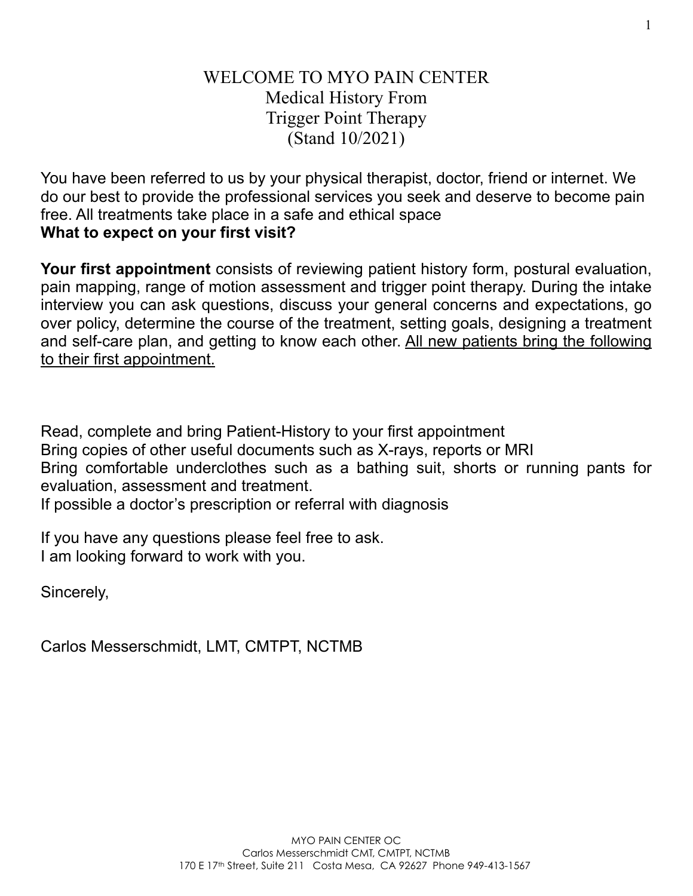# WELCOME TO MYO PAIN CENTER
## Medical History From
## Trigger Point Therapy
## (Stand 10/2021)

You have been referred to us by your physical therapist, doctor, friend or internet. We do our best to provide the professional services you seek and deserve to become pain free. All treatments take place in a safe and ethical space

**What to expect on your first visit?**

**Your first appointment** consists of reviewing patient history form, postural evaluation, pain mapping, range of motion assessment and trigger point therapy. During the intake interview you can ask questions, discuss your general concerns and expectations, go over policy, determine the course of the treatment, setting goals, designing a treatment and self-care plan, and getting to know each other. <u>All new patients bring the following to their first appointment.</u>

Read, complete and bring Patient-History to your first appointment
Bring copies of other useful documents such as X-rays, reports or MRI
Bring comfortable underclothes such as a bathing suit, shorts or running pants for evaluation, assessment and treatment.
If possible a doctor's prescription or referral with diagnosis

If you have any questions please feel free to ask.
I am looking forward to work with you.

Sincerely,

Carlos Messerschmidt, LMT, CMTPT, NCTMB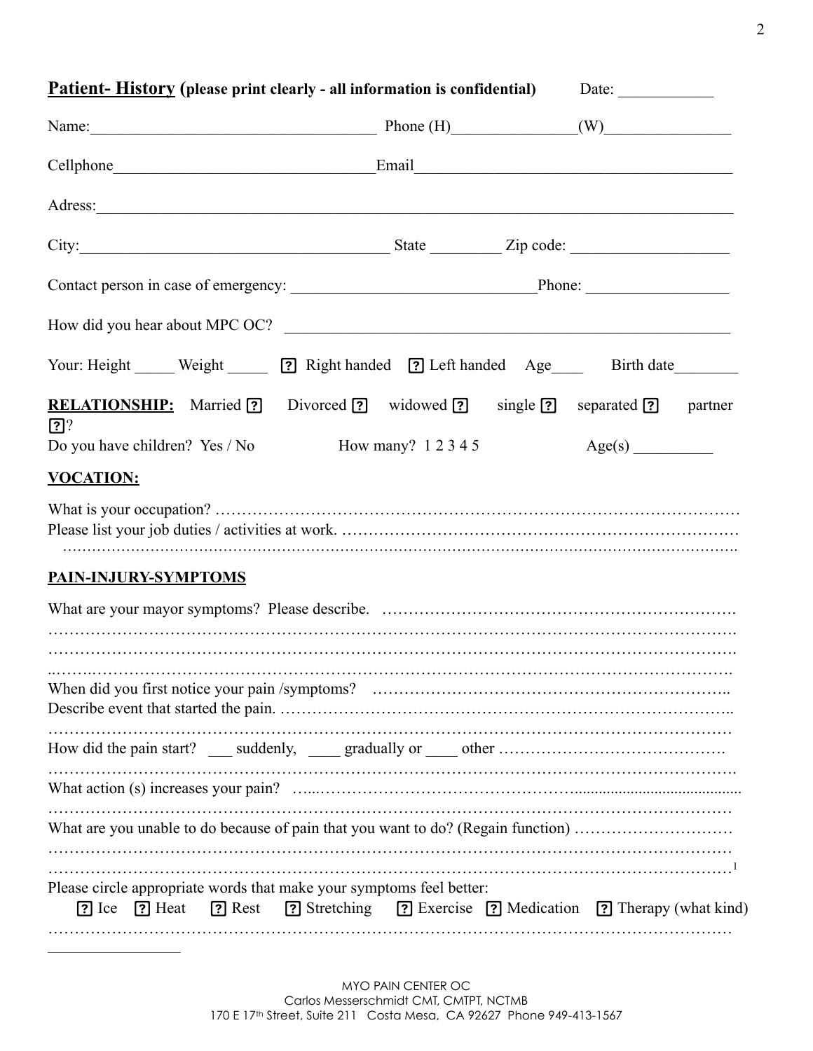**Patient- History (please print clearly - all information is confidential)** Date: ____________

Name:____________________________________ Phone (H)_______________(W)________________

Cellphone________________________________Email_______________________________________

Adress:___________________________________________________________________________

City:_______________________________________ State _________ Zip code: ____________________

Contact person in case of emergency: ______________________________Phone: __________________

How did you hear about MPC OC? _________________________________________________________

Your: Height _____ Weight _____ ? Right handed ? Left handed Age____ Birth date________

**RELATIONSHIP:** Married ? Divorced ? widowed ? single ? separated ? partner ??

Do you have children? Yes / No How many? 1 2 3 4 5 Age(s) __________

**VOCATION:**

What is your occupation? ……………………………………………………………………………………

Please list your job duties / activities at work. ……………………………………………………………

……………………………………………………………………………………………………………….

**PAIN-INJURY-SYMPTOMS**

What are your mayor symptoms? Please describe. ……………………………………………………….

……………………………………………………………………………………………………………….

……………………………………………………………………………………………………………….

……………………………………………………………………………………………………………….

When did you first notice your pain /symptoms? ………………………………………………………..

Describe event that started the pain. ……………………………………………………………………..

……………………………………………………………………………………………………………….

How did the pain start? ___ suddenly, ____ gradually or ____ other …………………………………….

……………………………………………………………………………………………………………….

What action (s) increases your pain? …...……………………………………….........................................

……………………………………………………………………………………………………………….

What are you unable to do because of pain that you want to do? (Regain function) ……………………….

……………………………………………………………………………………………………………….

……………………………………………………………………………………………………………….[1]

Please circle appropriate words that make your symptoms feel better:

? Ice ? Heat ? Rest ? Stretching ? Exercise ? Medication ? Therapy (what kind)

……………………………………………………………………………………………………………….

MYO PAIN CENTER OC
Carlos Messerschmidt CMT, CMTPT, NCTMB
170 E 17th Street, Suite 211 Costa Mesa, CA 92627 Phone 949-413-1567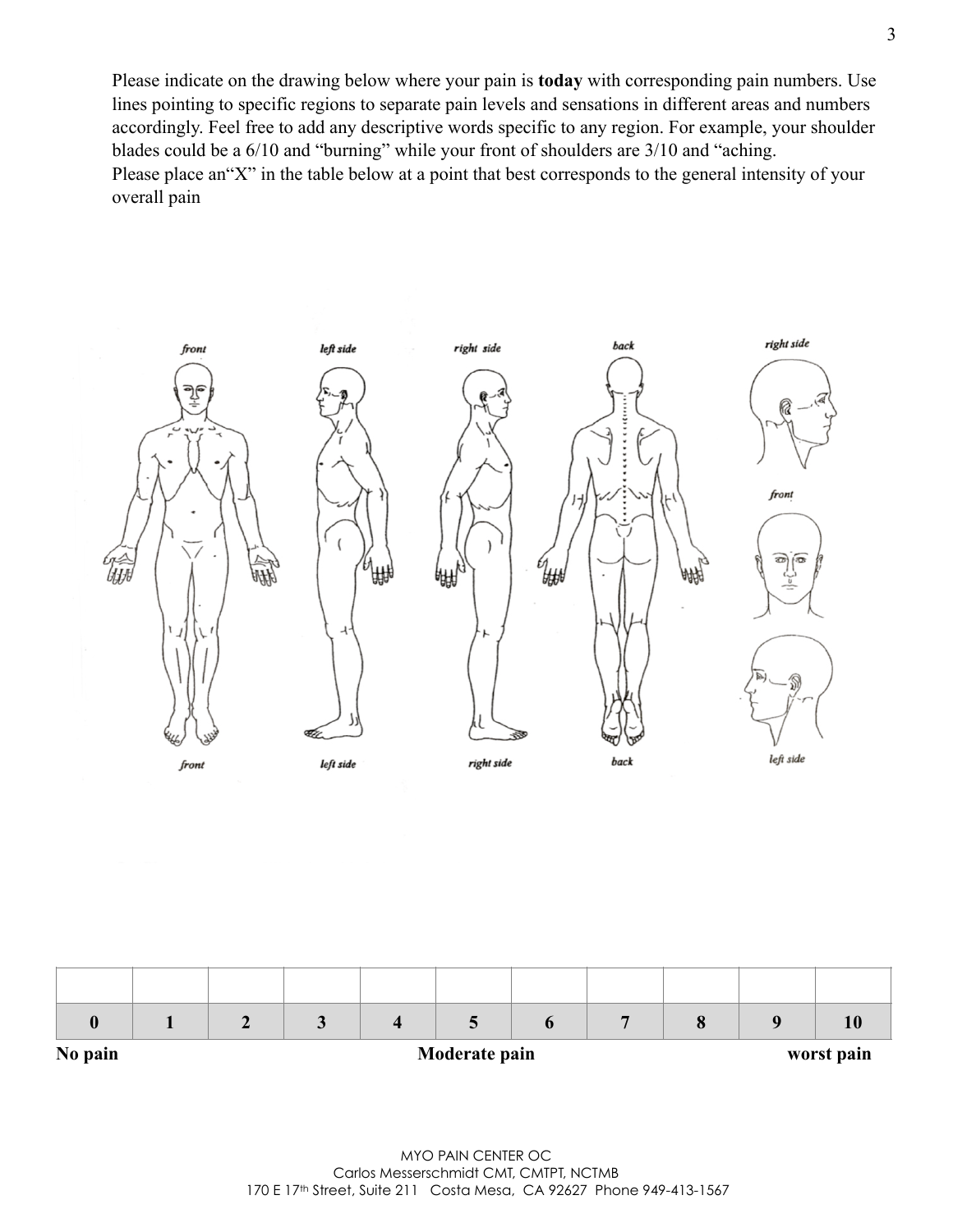Please indicate on the drawing below where your pain is **today** with corresponding pain numbers. Use lines pointing to specific regions to separate pain levels and sensations in different areas and numbers accordingly. Feel free to add any descriptive words specific to any region. For example, your shoulder blades could be a 6/10 and "burning" while your front of shoulders are 3/10 and "aching.

Please place an"X" in the table below at a point that best corresponds to the general intensity of your overall pain

front | left side | right side | back | right side

front

front | left side | right side | back | left side

| | | | | | | | | | | |
|---|---|---|---|---|---|---|---|---|---|---|
| **0** | **1** | **2** | **3** | **4** | **5** | **6** | **7** | **8** | **9** | **10** |

**No pain** **Moderate pain** **worst pain**

MYO PAIN CENTER OC
Carlos Messerschmidt CMT, CMTPT, NCTMB
170 E 17th Street, Suite 211 Costa Mesa, CA 92627 Phone 949-413-1567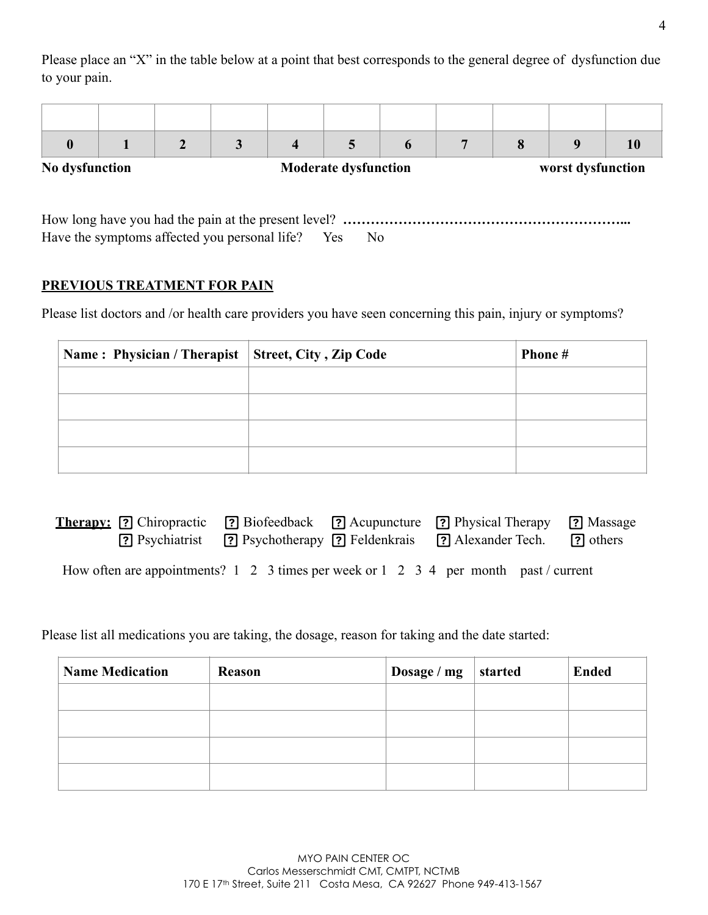Please place an "X" in the table below at a point that best corresponds to the general degree of dysfunction due to your pain.

| | | | | | | | | | | |
|---|---|---|---|---|---|---|---|---|---|---|
| **0** | **1** | **2** | **3** | **4** | **5** | **6** | **7** | **8** | **9** | **10** |

**No dysfunction** **Moderate dysfunction** **worst dysfunction**

How long have you had the pain at the present level? **……………………………………………………...**
Have the symptoms affected you personal life? Yes No

**PREVIOUS TREATMENT FOR PAIN**

Please list doctors and /or health care providers you have seen concerning this pain, injury or symptoms?

| Name : Physician / Therapist | Street, City , Zip Code | Phone # |
|---|---|---|
| | | |
| | | |
| | | |
| | | |

**Therapy:** ? Chiropractic ? Biofeedback ? Acupuncture ? Physical Therapy ? Massage
? Psychiatrist ? Psychotherapy ? Feldenkrais ? Alexander Tech. ? others

How often are appointments? 1 2 3 times per week or 1 2 3 4 per month past / current

Please list all medications you are taking, the dosage, reason for taking and the date started:

| Name Medication | Reason | Dosage / mg | started | Ended |
|---|---|---|---|---|
| | | | | |
| | | | | |
| | | | | |
| | | | | |

MYO PAIN CENTER OC
Carlos Messerschmidt CMT, CMTPT, NCTMB
170 E 17th Street, Suite 211 Costa Mesa, CA 92627 Phone 949-413-1567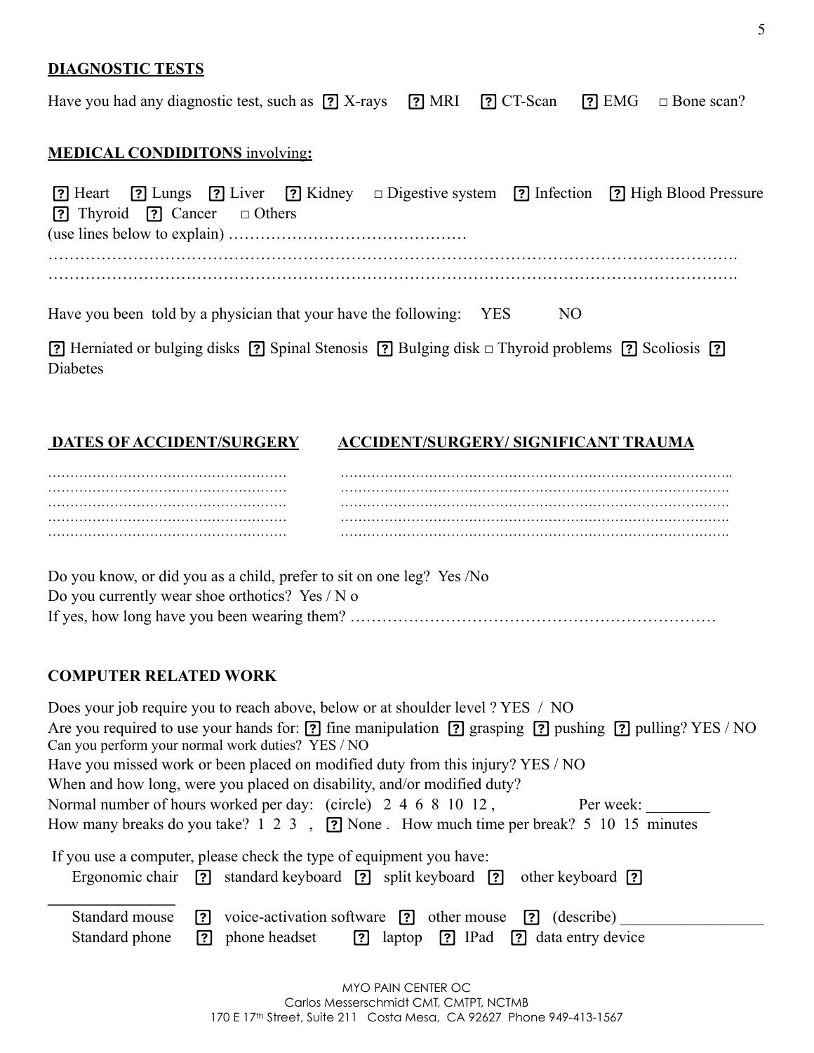**DIAGNOSTIC TESTS**

Have you had any diagnostic test, such as ? X-rays ? MRI ? CT-Scan ? EMG □ Bone scan?

**MEDICAL CONDIDITONS** involving**:**

? Heart ? Lungs ? Liver ? Kidney □ Digestive system ? Infection ? High Blood Pressure ? Thyroid ? Cancer □ Others
(use lines below to explain) ………………………………………
……………………………………………………………………………………………………………….
……………………………………………………………………………………………………………….

Have you been told by a physician that your have the following: YES NO

? Herniated or bulging disks ? Spinal Stenosis ? Bulging disk □ Thyroid problems ? Scoliosis ? Diabetes

| **DATES OF ACCIDENT/SURGERY** | **ACCIDENT/SURGERY/ SIGNIFICANT TRAUMA** |
|---|---|
| ……………………………………………… | ………………………………………………………………………….. |
| ……………………………………………… | …………………………………………………………………………. |
| ……………………………………………… | …………………………………………………………………………. |
| ……………………………………………… | …………………………………………………………………………. |
| ……………………………………………… | …………………………………………………………………………. |

Do you know, or did you as a child, prefer to sit on one leg? Yes /No
Do you currently wear shoe orthotics? Yes / N o
If yes, how long have you been wearing them? ……………………………………………………………

**COMPUTER RELATED WORK**

Does your job require you to reach above, below or at shoulder level ? YES / NO
Are you required to use your hands for: ? fine manipulation ? grasping ? pushing ? pulling? YES / NO
Can you perform your normal work duties? YES / NO
Have you missed work or been placed on modified duty from this injury? YES / NO
When and how long, were you placed on disability, and/or modified duty?
Normal number of hours worked per day: (circle) 2 4 6 8 10 12 , Per week: ________
How many breaks do you take? 1 2 3 , ? None . How much time per break? 5 10 15 minutes

If you use a computer, please check the type of equipment you have:
Ergonomic chair ? standard keyboard ? split keyboard ? other keyboard ? ________________
Standard mouse ? voice-activation software ? other mouse ? (describe) __________________
Standard phone ? phone headset ? laptop ? IPad ? data entry device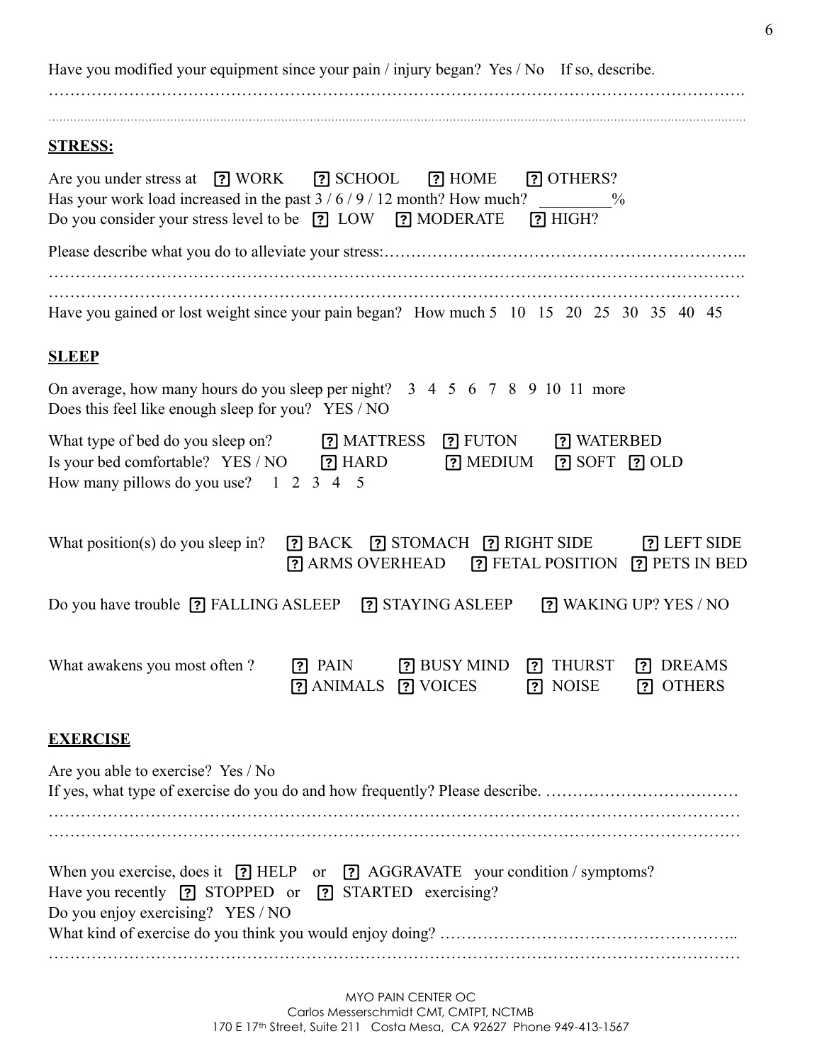Have you modified your equipment since your pain / injury began? Yes / No If so, describe.

……………………………………………………………………………………………………………….

……………………………………………………………………………………………………………….

## STRESS:

Are you under stress at [?] WORK [?] SCHOOL [?] HOME [?] OTHERS?

Has your work load increased in the past 3 / 6 / 9 / 12 month? How much? _________%

Do you consider your stress level to be [?] LOW [?] MODERATE [?] HIGH?

Please describe what you do to alleviate your stress:………………………………………………………..

……………………………………………………………………………………………………………….

……………………………………………………………………………………………………………….

Have you gained or lost weight since your pain began? How much 5 10 15 20 25 30 35 40 45

## SLEEP

On average, how many hours do you sleep per night? 3 4 5 6 7 8 9 10 11 more

Does this feel like enough sleep for you? YES / NO

What type of bed do you sleep on? [?] MATTRESS [?] FUTON [?] WATERBED

Is your bed comfortable? YES / NO [?] HARD [?] MEDIUM [?] SOFT [?] OLD

How many pillows do you use? 1 2 3 4 5

What position(s) do you sleep in? [?] BACK [?] STOMACH [?] RIGHT SIDE [?] LEFT SIDE [?] ARMS OVERHEAD [?] FETAL POSITION [?] PETS IN BED

Do you have trouble [?] FALLING ASLEEP [?] STAYING ASLEEP [?] WAKING UP? YES / NO

What awakens you most often ? [?] PAIN [?] BUSY MIND [?] THURST [?] DREAMS [?] ANIMALS [?] VOICES [?] NOISE [?] OTHERS

## EXERCISE

Are you able to exercise? Yes / No

If yes, what type of exercise do you do and how frequently? Please describe. ………………………………

……………………………………………………………………………………………………………….

……………………………………………………………………………………………………………….

When you exercise, does it [?] HELP or [?] AGGRAVATE your condition / symptoms?

Have you recently [?] STOPPED or [?] STARTED exercising?

Do you enjoy exercising? YES / NO

What kind of exercise do you think you would enjoy doing? ………………………………………………..

……………………………………………………………………………………………………………….

MYO PAIN CENTER OC
Carlos Messerschmidt CMT, CMTPT, NCTMB
170 E 17th Street, Suite 211 Costa Mesa, CA 92627 Phone 949-413-1567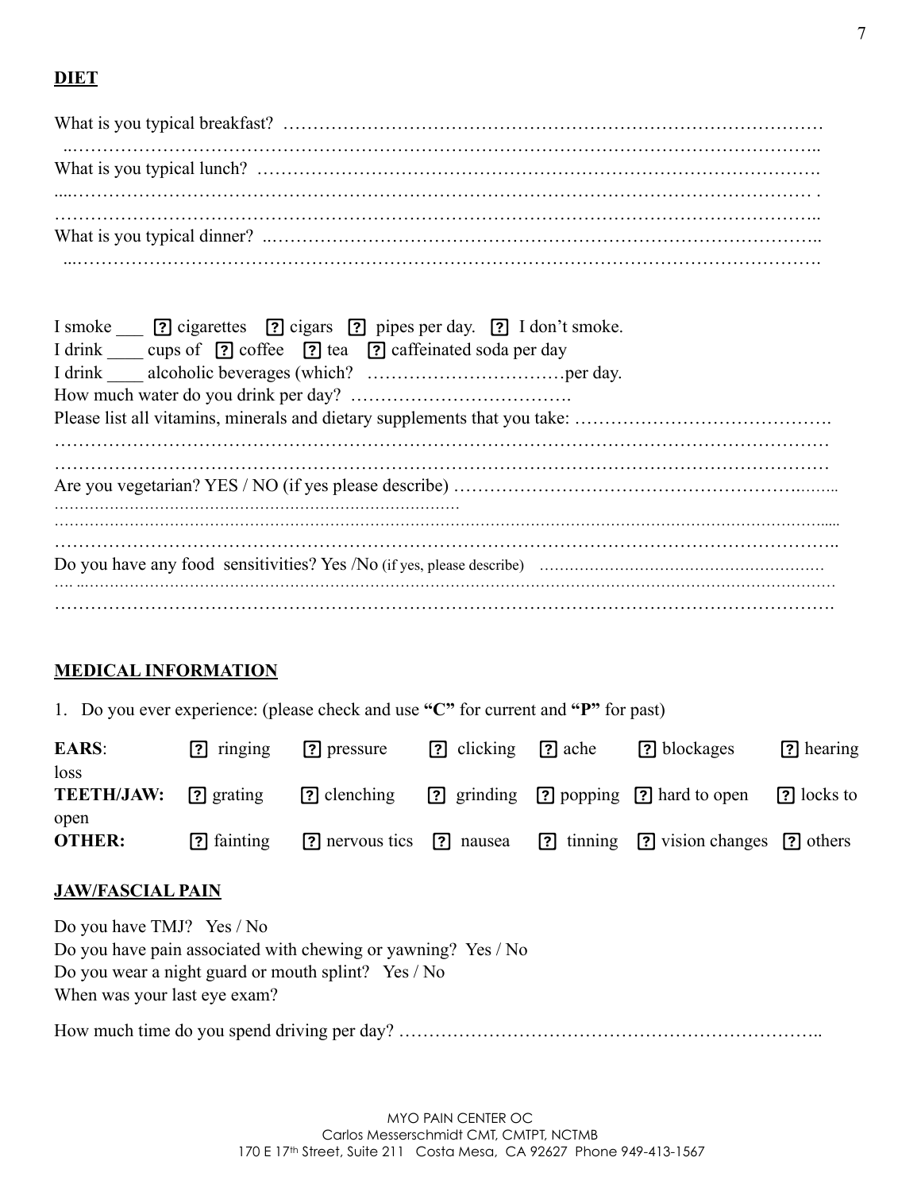**DIET**

What is you typical breakfast? ……………………………………………………………………………
..……………………………………………………………………………………………………………..
What is you typical lunch? ……………………………………………………………………………….
....………………………………………………………………………………………………………… .
……………………………………………………………………………………………………………..
What is you typical dinner? ..……………………………………………………………………………..
...…………………………………………………………………………………………………………….

I smoke ___ [?] cigarettes [?] cigars [?] pipes per day. [?] I don't smoke.
I drink ____ cups of [?] coffee [?] tea [?] caffeinated soda per day
I drink ____ alcoholic beverages (which? ……………………………per day.
How much water do you drink per day? ……………………………….
Please list all vitamins, minerals and dietary supplements that you take: …………………………………….
……………………………………………………………………………………………………………
……………………………………………………………………………………………………………
Are you vegetarian? YES / NO (if yes please describe) ……………………………………………….……..
………………………………………………………………………
……………………………………………………………………………………………………………….....
……………………………………………………………………………………………………………..
Do you have any food sensitivities? Yes /No (if yes, please describe) …………………………………………………
…. ..………………………………………………………………………………………………………………
…………………………………………………………………………………………………………….

**MEDICAL INFORMATION**

1. Do you ever experience: (please check and use **"C"** for current and **"P"** for past)

**EARS**: [?] ringing [?] pressure [?] clicking [?] ache [?] blockages [?] hearing loss
**TEETH/JAW:** [?] grating [?] clenching [?] grinding [?] popping [?] hard to open [?] locks to open
**OTHER:** [?] fainting [?] nervous tics [?] nausea [?] tinning [?] vision changes [?] others

**JAW/FASCIAL PAIN**

Do you have TMJ? Yes / No
Do you have pain associated with chewing or yawning? Yes / No
Do you wear a night guard or mouth splint? Yes / No
When was your last eye exam?

How much time do you spend driving per day? ……………………………………………………………..

MYO PAIN CENTER OC
Carlos Messerschmidt CMT, CMTPT, NCTMB
170 E 17th Street, Suite 211 Costa Mesa, CA 92627 Phone 949-413-1567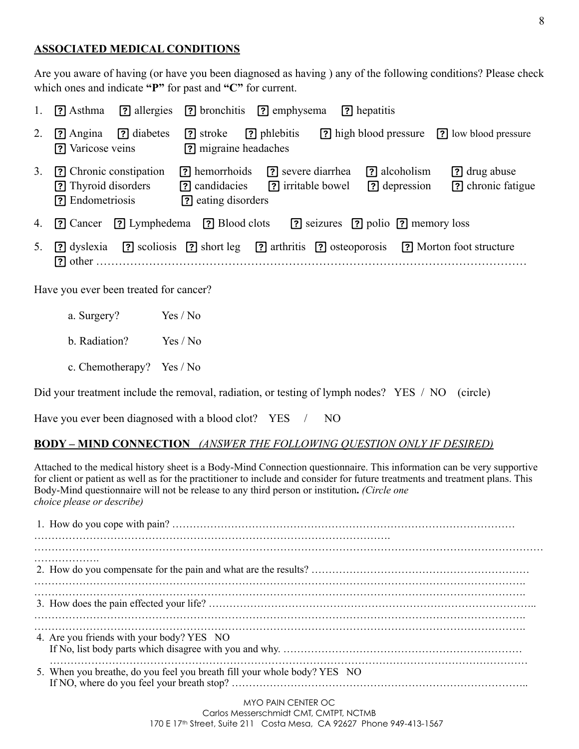## ASSOCIATED MEDICAL CONDITIONS

Are you aware of having (or have you been diagnosed as having ) any of the following conditions? Please check which ones and indicate **"P"** for past and **"C"** for current.

1. ☐ Asthma ☐ allergies ☐ bronchitis ☐ emphysema ☐ hepatitis
2. ☐ Angina ☐ diabetes ☐ stroke ☐ phlebitis ☐ high blood pressure ☐ low blood pressure ☐ Varicose veins ☐ migraine headaches
3. ☐ Chronic constipation ☐ hemorrhoids ☐ severe diarrhea ☐ alcoholism ☐ drug abuse ☐ Thyroid disorders ☐ candidacies ☐ irritable bowel ☐ depression ☐ chronic fatigue ☐ Endometriosis ☐ eating disorders
4. ☐ Cancer ☐ Lymphedema ☐ Blood clots ☐ seizures ☐ polio ☐ memory loss
5. ☐ dyslexia ☐ scoliosis ☐ short leg ☐ arthritis ☐ osteoporosis ☐ Morton foot structure ☐ other ……………………………………………………………………………………………………

Have you ever been treated for cancer?

a. Surgery? Yes / No

b. Radiation? Yes / No

c. Chemotherapy? Yes / No

Did your treatment include the removal, radiation, or testing of lymph nodes? YES / NO (circle)

Have you ever been diagnosed with a blood clot? YES / NO

## BODY – MIND CONNECTION *(ANSWER THE FOLLOWING QUESTION ONLY IF DESIRED)*

Attached to the medical history sheet is a Body-Mind Connection questionnaire. This information can be very supportive for client or patient as well as for the practitioner to include and consider for future treatments and treatment plans. This Body-Mind questionnaire will not be release to any third person or institution**.** *(Circle one choice please or describe)*

1. How do you cope with pain? ………………………………………………………………………………………
………………………………………………………………………………………….
……………………………………………………………………………………………………………………………
……………….
2. How do you compensate for the pain and what are the results? ……………………………………………………
…………………………………………………………………………………………………………………….
…………………………………………………………………………………………………………………….
3. How does the pain effected your life? ……………………………………………………………………………..
…………………………………………………………………………………………………………………….
…………………………………………………………………………………………………………………….
4. Are you friends with your body? YES NO
   If No, list body parts which disagree with you and why. ……………………………………………………………
   …………………………………………………………………………………………………………………
5. When you breathe, do you feel you breath fill your whole body? YES NO
   If NO, where do you feel your breath stop? ………………………………………………………………………..

MYO PAIN CENTER OC
Carlos Messerschmidt CMT, CMTPT, NCTMB
170 E 17th Street, Suite 211 Costa Mesa, CA 92627 Phone 949-413-1567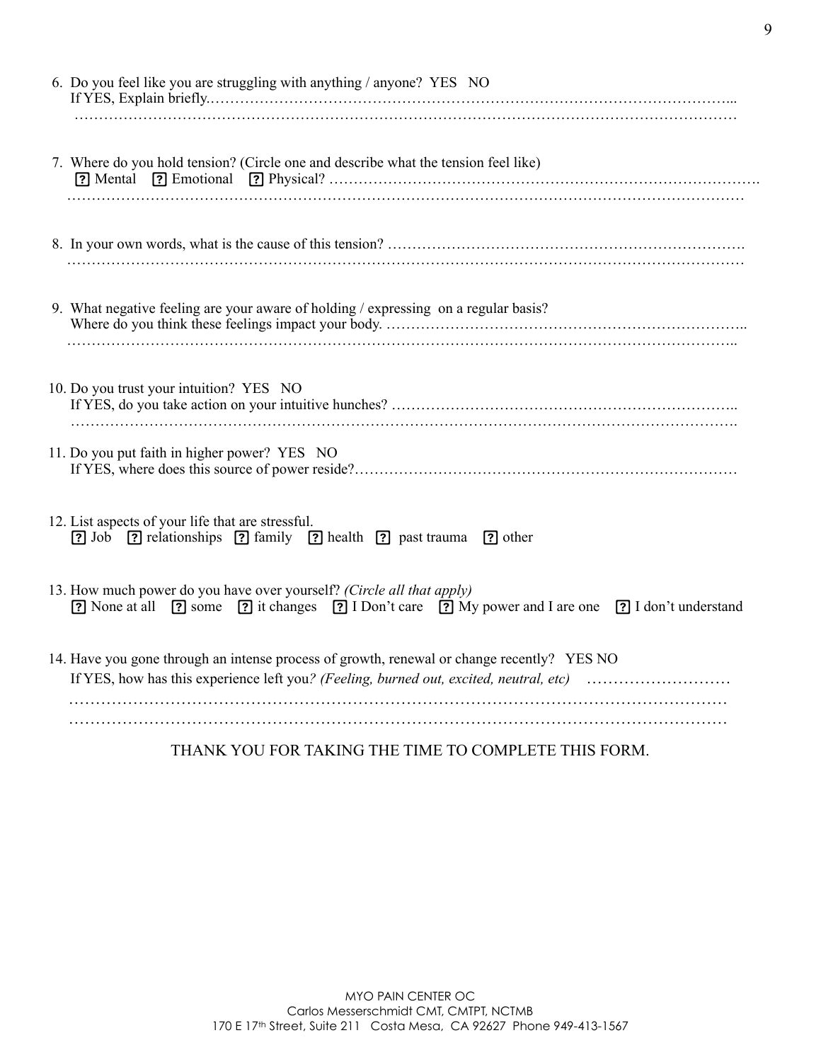6. Do you feel like you are struggling with anything / anyone? YES NO
   If YES, Explain briefly.……………………………………………………………………………………………...
   ……………………………………………………………………………………………………………………

7. Where do you hold tension? (Circle one and describe what the tension feel like)
   ? Mental ? Emotional ? Physical? ……………………………………………………………………………….
   ……………………………………………………………………………………………………………………

8. In your own words, what is the cause of this tension? ……………………………………………………………….
   ……………………………………………………………………………………………………………………

9. What negative feeling are your aware of holding / expressing on a regular basis?
   Where do you think these feelings impact your body. ……………………………………………………………..
   ……………………………………………………………………………………………………………………..

10. Do you trust your intuition? YES NO
    If YES, do you take action on your intuitive hunches? …………………………………………………………..
    …………………………………………………………………………………………………………………….

11. Do you put faith in higher power? YES NO
    If YES, where does this source of power reside?…………………………………………………………………

12. List aspects of your life that are stressful.
    ? Job ? relationships ? family ? health ? past trauma ? other

13. How much power do you have over yourself? *(Circle all that apply)*
    ? None at all ? some ? it changes ? I Don't care ? My power and I are one ? I don't understand

14. Have you gone through an intense process of growth, renewal or change recently? YES NO
    If YES, how has this experience left you*? (Feeling, burned out, excited, neutral, etc)* ………………………
    ……………………………………………………………………………………………………………
    ……………………………………………………………………………………………………………

THANK YOU FOR TAKING THE TIME TO COMPLETE THIS FORM.

MYO PAIN CENTER OC
Carlos Messerschmidt CMT, CMTPT, NCTMB
170 E 17th Street, Suite 211 Costa Mesa, CA 92627 Phone 949-413-1567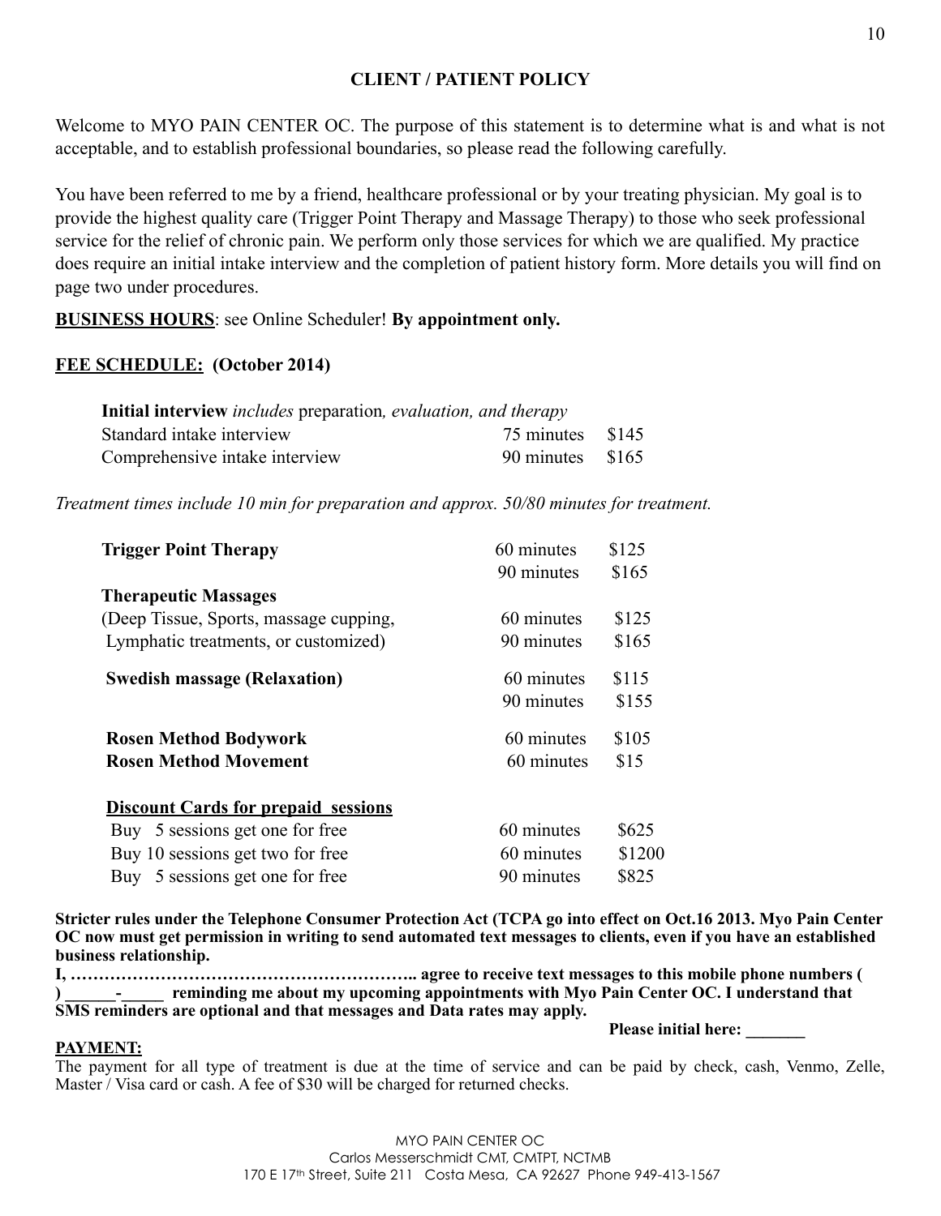## CLIENT / PATIENT POLICY

Welcome to MYO PAIN CENTER OC. The purpose of this statement is to determine what is and what is not acceptable, and to establish professional boundaries, so please read the following carefully.

You have been referred to me by a friend, healthcare professional or by your treating physician. My goal is to provide the highest quality care (Trigger Point Therapy and Massage Therapy) to those who seek professional service for the relief of chronic pain. We perform only those services for which we are qualified. My practice does require an initial intake interview and the completion of patient history form. More details you will find on page two under procedures.

**BUSINESS HOURS**: see Online Scheduler! **By appointment only.**

**FEE SCHEDULE: (October 2014)**

| **Initial interview** *includes* preparation*, evaluation, and therapy* | | |
|---|---|---|
| Standard intake interview | 75 minutes | $145 |
| Comprehensive intake interview | 90 minutes | $165 |

*Treatment times include 10 min for preparation and approx. 50/80 minutes for treatment.*

| | | |
|---|---|---|
| **Trigger Point Therapy** | 60 minutes | $125 |
| | 90 minutes | $165 |
| **Therapeutic Massages** | | |
| (Deep Tissue, Sports, massage cupping, | 60 minutes | $125 |
| Lymphatic treatments, or customized) | 90 minutes | $165 |
| **Swedish massage (Relaxation)** | 60 minutes | $115 |
| | 90 minutes | $155 |
| **Rosen Method Bodywork** | 60 minutes | $105 |
| **Rosen Method Movement** | 60 minutes | $15 |
| **Discount Cards for prepaid sessions** | | |
| Buy 5 sessions get one for free | 60 minutes | $625 |
| Buy 10 sessions get two for free | 60 minutes | $1200 |
| Buy 5 sessions get one for free | 90 minutes | $825 |

**Stricter rules under the Telephone Consumer Protection Act (TCPA go into effect on Oct.16 2013. Myo Pain Center OC now must get permission in writing to send automated text messages to clients, even if you have an established business relationship.**

**I, …………………………………………………….. agree to receive text messages to this mobile phone numbers ( ) ______-_____ reminding me about my upcoming appointments with Myo Pain Center OC. I understand that SMS reminders are optional and that messages and Data rates may apply.**

**Please initial here: _______**

**PAYMENT:**

The payment for all type of treatment is due at the time of service and can be paid by check, cash, Venmo, Zelle, Master / Visa card or cash. A fee of $30 will be charged for returned checks.

MYO PAIN CENTER OC
Carlos Messerschmidt CMT, CMTPT, NCTMB
170 E 17th Street, Suite 211 Costa Mesa, CA 92627 Phone 949-413-1567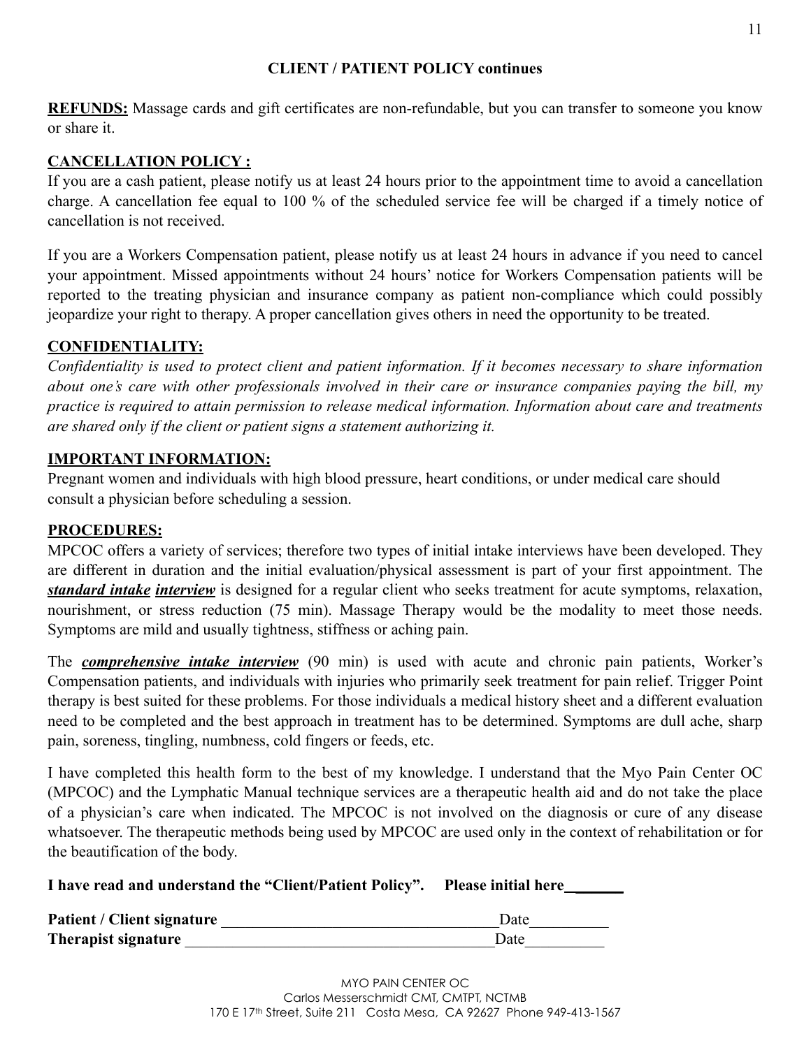**CLIENT / PATIENT POLICY continues**

**REFUNDS:** Massage cards and gift certificates are non-refundable, but you can transfer to someone you know or share it.

**CANCELLATION POLICY :**

If you are a cash patient, please notify us at least 24 hours prior to the appointment time to avoid a cancellation charge. A cancellation fee equal to 100 % of the scheduled service fee will be charged if a timely notice of cancellation is not received.

If you are a Workers Compensation patient, please notify us at least 24 hours in advance if you need to cancel your appointment. Missed appointments without 24 hours' notice for Workers Compensation patients will be reported to the treating physician and insurance company as patient non-compliance which could possibly jeopardize your right to therapy. A proper cancellation gives others in need the opportunity to be treated.

**CONFIDENTIALITY:**

*Confidentiality is used to protect client and patient information. If it becomes necessary to share information about one's care with other professionals involved in their care or insurance companies paying the bill, my practice is required to attain permission to release medical information. Information about care and treatments are shared only if the client or patient signs a statement authorizing it.*

**IMPORTANT INFORMATION:**

Pregnant women and individuals with high blood pressure, heart conditions, or under medical care should consult a physician before scheduling a session.

**PROCEDURES:**

MPCOC offers a variety of services; therefore two types of initial intake interviews have been developed. They are different in duration and the initial evaluation/physical assessment is part of your first appointment. The ***standard intake interview*** is designed for a regular client who seeks treatment for acute symptoms, relaxation, nourishment, or stress reduction (75 min). Massage Therapy would be the modality to meet those needs. Symptoms are mild and usually tightness, stiffness or aching pain.

The ***comprehensive intake interview*** (90 min) is used with acute and chronic pain patients, Worker's Compensation patients, and individuals with injuries who primarily seek treatment for pain relief. Trigger Point therapy is best suited for these problems. For those individuals a medical history sheet and a different evaluation need to be completed and the best approach in treatment has to be determined. Symptoms are dull ache, sharp pain, soreness, tingling, numbness, cold fingers or feeds, etc.

I have completed this health form to the best of my knowledge. I understand that the Myo Pain Center OC (MPCOC) and the Lymphatic Manual technique services are a therapeutic health aid and do not take the place of a physician's care when indicated. The MPCOC is not involved on the diagnosis or cure of any disease whatsoever. The therapeutic methods being used by MPCOC are used only in the context of rehabilitation or for the beautification of the body.

**I have read and understand the "Client/Patient Policy". Please initial here_______**

**Patient / Client signature** ___________________________________Date__________

**Therapist signature** _______________________________________Date__________

MYO PAIN CENTER OC
Carlos Messerschmidt CMT, CMTPT, NCTMB
170 E 17th Street, Suite 211 Costa Mesa, CA 92627 Phone 949-413-1567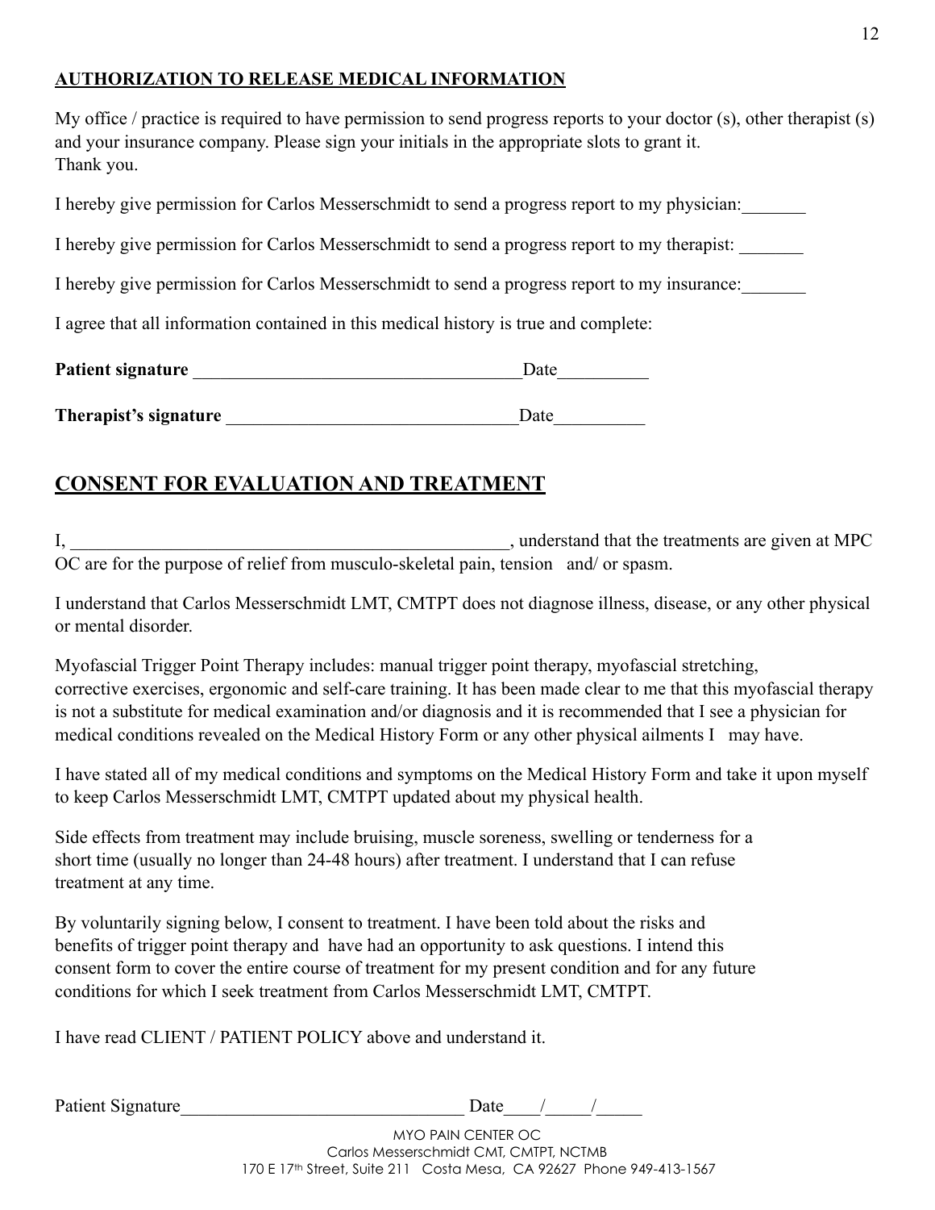**AUTHORIZATION TO RELEASE MEDICAL INFORMATION**

My office / practice is required to have permission to send progress reports to your doctor (s), other therapist (s) and your insurance company. Please sign your initials in the appropriate slots to grant it.
Thank you.

I hereby give permission for Carlos Messerschmidt to send a progress report to my physician:_______

I hereby give permission for Carlos Messerschmidt to send a progress report to my therapist: _______

I hereby give permission for Carlos Messerschmidt to send a progress report to my insurance:_______

I agree that all information contained in this medical history is true and complete:

**Patient signature** ____________________________________Date__________

**Therapist's signature** ________________________________Date__________

## CONSENT FOR EVALUATION AND TREATMENT

I, ________________________________________________, understand that the treatments are given at MPC OC are for the purpose of relief from musculo-skeletal pain, tension and/ or spasm.

I understand that Carlos Messerschmidt LMT, CMTPT does not diagnose illness, disease, or any other physical or mental disorder.

Myofascial Trigger Point Therapy includes: manual trigger point therapy, myofascial stretching, corrective exercises, ergonomic and self-care training. It has been made clear to me that this myofascial therapy is not a substitute for medical examination and/or diagnosis and it is recommended that I see a physician for medical conditions revealed on the Medical History Form or any other physical ailments I may have.

I have stated all of my medical conditions and symptoms on the Medical History Form and take it upon myself to keep Carlos Messerschmidt LMT, CMTPT updated about my physical health.

Side effects from treatment may include bruising, muscle soreness, swelling or tenderness for a short time (usually no longer than 24-48 hours) after treatment. I understand that I can refuse treatment at any time.

By voluntarily signing below, I consent to treatment. I have been told about the risks and benefits of trigger point therapy and have had an opportunity to ask questions. I intend this consent form to cover the entire course of treatment for my present condition and for any future conditions for which I seek treatment from Carlos Messerschmidt LMT, CMTPT.

I have read CLIENT / PATIENT POLICY above and understand it.

Patient Signature_______________________________ Date____/_____/_____

MYO PAIN CENTER OC
Carlos Messerschmidt CMT, CMTPT, NCTMB
170 E 17th Street, Suite 211 Costa Mesa, CA 92627 Phone 949-413-1567